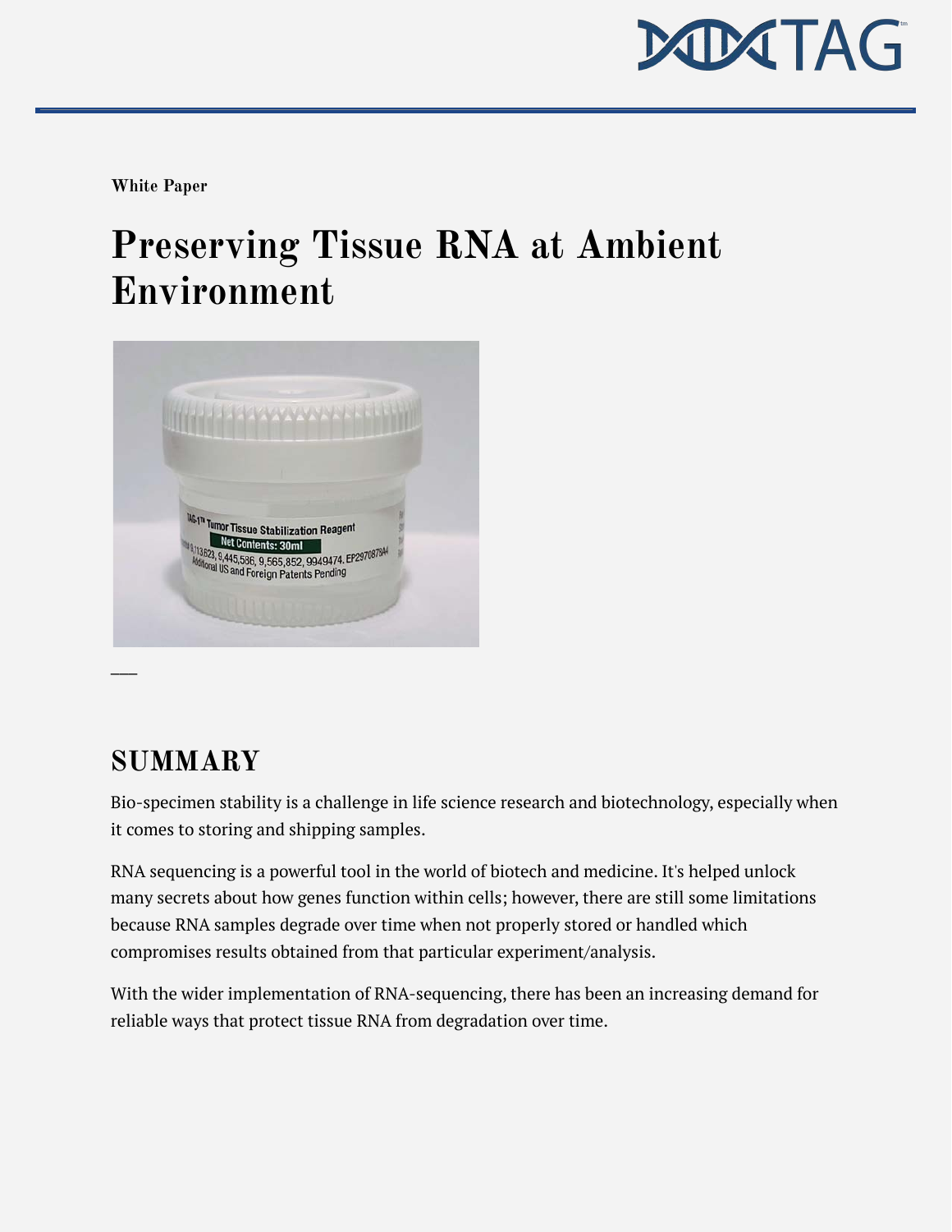White Paper

# Preserving Tissue RNA at Ambient Environment

## SUMMARY

Bio-specimen stability is a challenge in life science research and biotechnology, especially when it comes to storing and shipping samples.

RNA sequencing is a powerful tool in the world of biotech and medicine. It's helped unlock many secrets about how genes function within cells; however, there are still some limitations because RNA samples degrade over time when not properly stored or handled which compromises results obtained from that particular experiment/analysis.

With the wider implementation of RNA-sequencing, there has been an increasing demand for reliable ways that protect tissue RNA from degradation over time.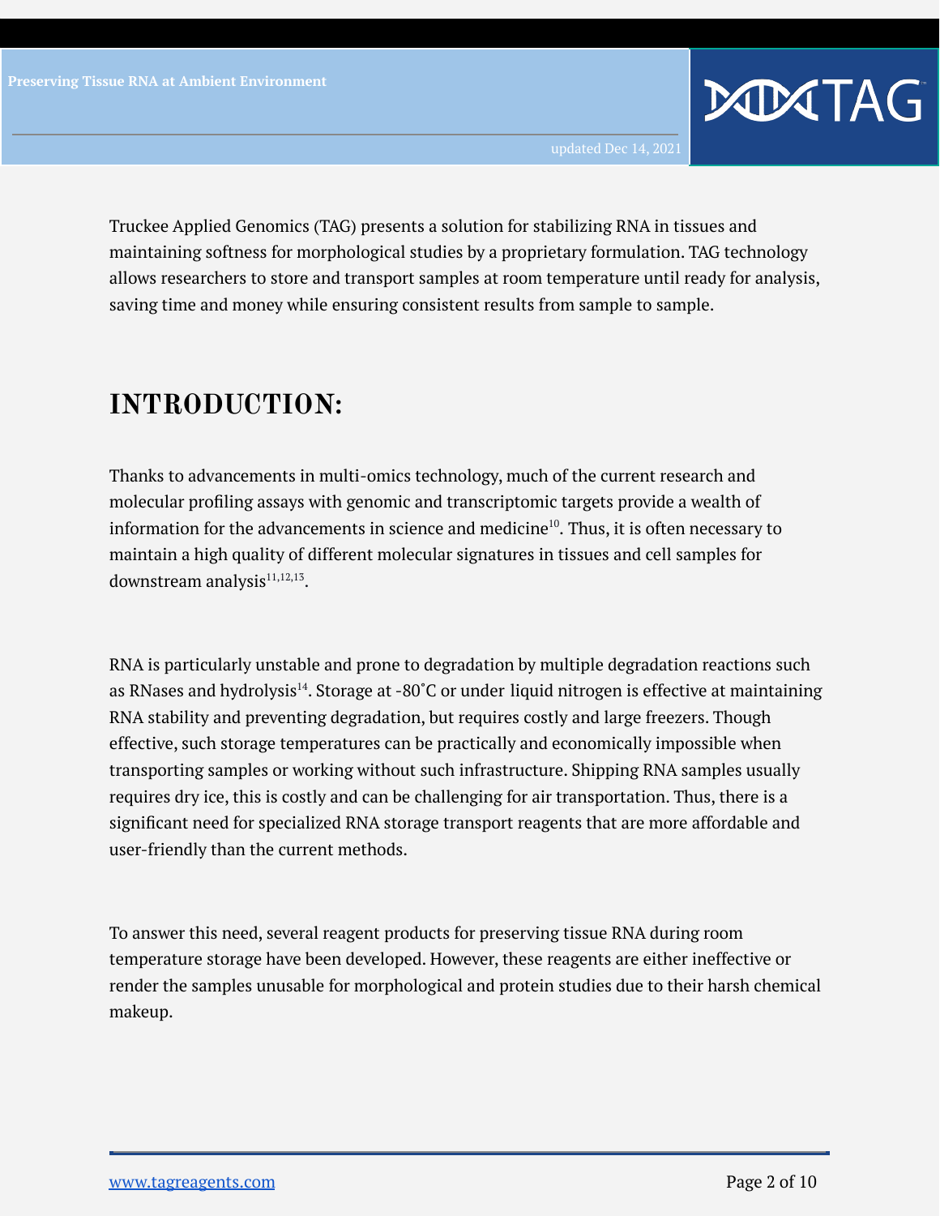Truckee Applied Genomics (TAG) presents a solution for stabilizing RNA in tissues and maintaining softness for morphological studies by a proprietary formulation. TAG technology allows researchers to store and transport samples at room temperature until ready for analysis, saving time and money while ensuring consistent results from sample to sample.

## INTRODUCTION:

Thanks to advancements in multi-omics technology, much of the current research and molecular profiling assays with genomic and transcriptomic targets provide a wealth of information for the advancements in science and medicine[10]. Thus, it is often necessary to maintain a high quality of different molecular signatures in tissues and cell samples for downstream analysis[11,12,13].

RNA is particularly unstable and prone to degradation by multiple degradation reactions such as RNases and hydrolysis[14]. Storage at -80˚C or under liquid nitrogen is effective at maintaining RNA stability and preventing degradation, but requires costly and large freezers. Though effective, such storage temperatures can be practically and economically impossible when transporting samples or working without such infrastructure. Shipping RNA samples usually requires dry ice, this is costly and can be challenging for air transportation. Thus, there is a significant need for specialized RNA storage transport reagents that are more affordable and user-friendly than the current methods.

To answer this need, several reagent products for preserving tissue RNA during room temperature storage have been developed. However, these reagents are either ineffective or render the samples unusable for morphological and protein studies due to their harsh chemical makeup.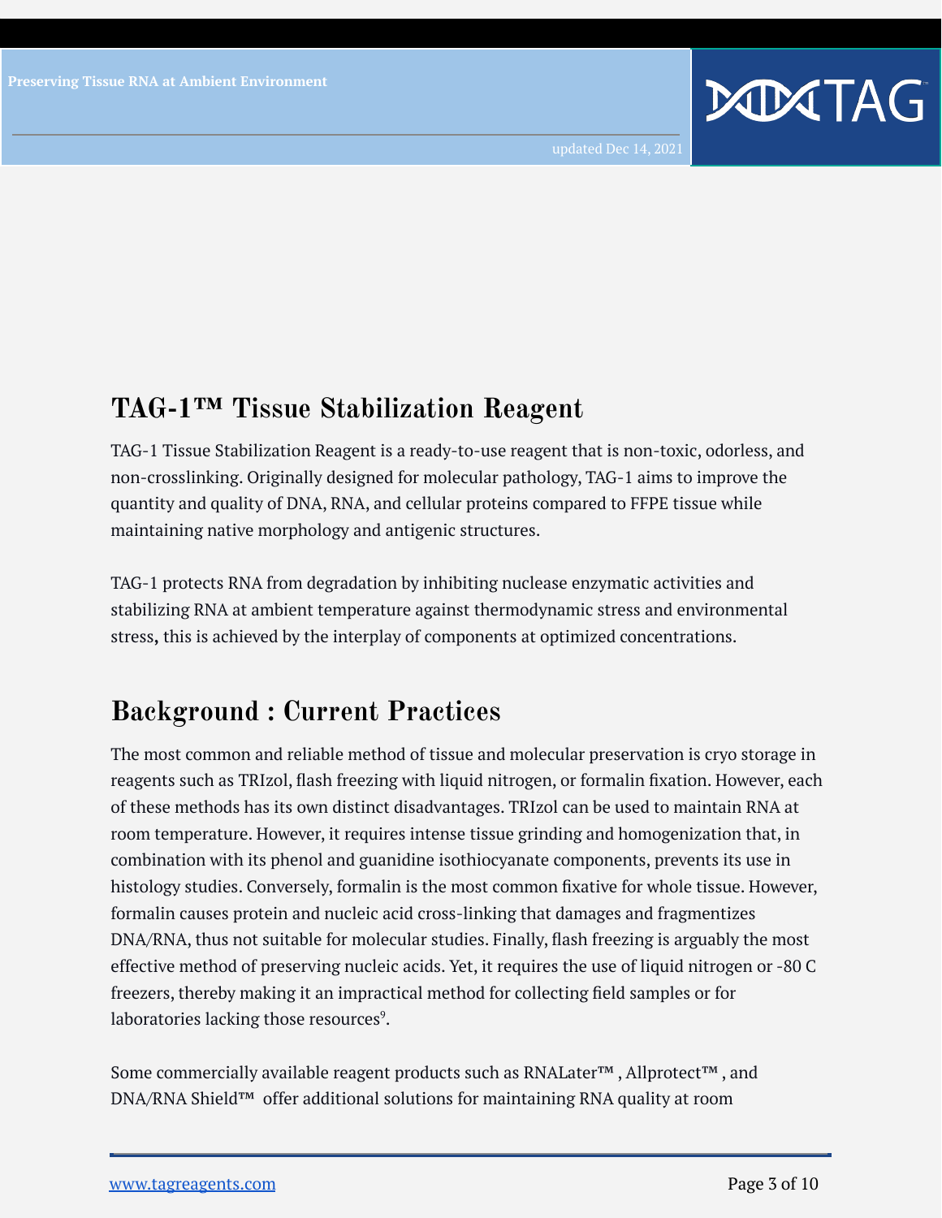## TAG-1™ Tissue Stabilization Reagent

TAG-1 Tissue Stabilization Reagent is a ready-to-use reagent that is non-toxic, odorless, and non-crosslinking. Originally designed for molecular pathology, TAG-1 aims to improve the quantity and quality of DNA, RNA, and cellular proteins compared to FFPE tissue while maintaining native morphology and antigenic structures.

TAG-1 protects RNA from degradation by inhibiting nuclease enzymatic activities and stabilizing RNA at ambient temperature against thermodynamic stress and environmental stress, this is achieved by the interplay of components at optimized concentrations.

## Background : Current Practices

The most common and reliable method of tissue and molecular preservation is cryo storage in reagents such as TRIzol, flash freezing with liquid nitrogen, or formalin fixation. However, each of these methods has its own distinct disadvantages. TRIzol can be used to maintain RNA at room temperature. However, it requires intense tissue grinding and homogenization that, in combination with its phenol and guanidine isothiocyanate components, prevents its use in histology studies. Conversely, formalin is the most common fixative for whole tissue. However, formalin causes protein and nucleic acid cross-linking that damages and fragmentizes DNA/RNA, thus not suitable for molecular studies. Finally, flash freezing is arguably the most effective method of preserving nucleic acids. Yet, it requires the use of liquid nitrogen or -80 C freezers, thereby making it an impractical method for collecting field samples or for laboratories lacking those resources[9].

Some commercially available reagent products such as RNALater™ , Allprotect™ , and DNA/RNA Shield™ offer additional solutions for maintaining RNA quality at room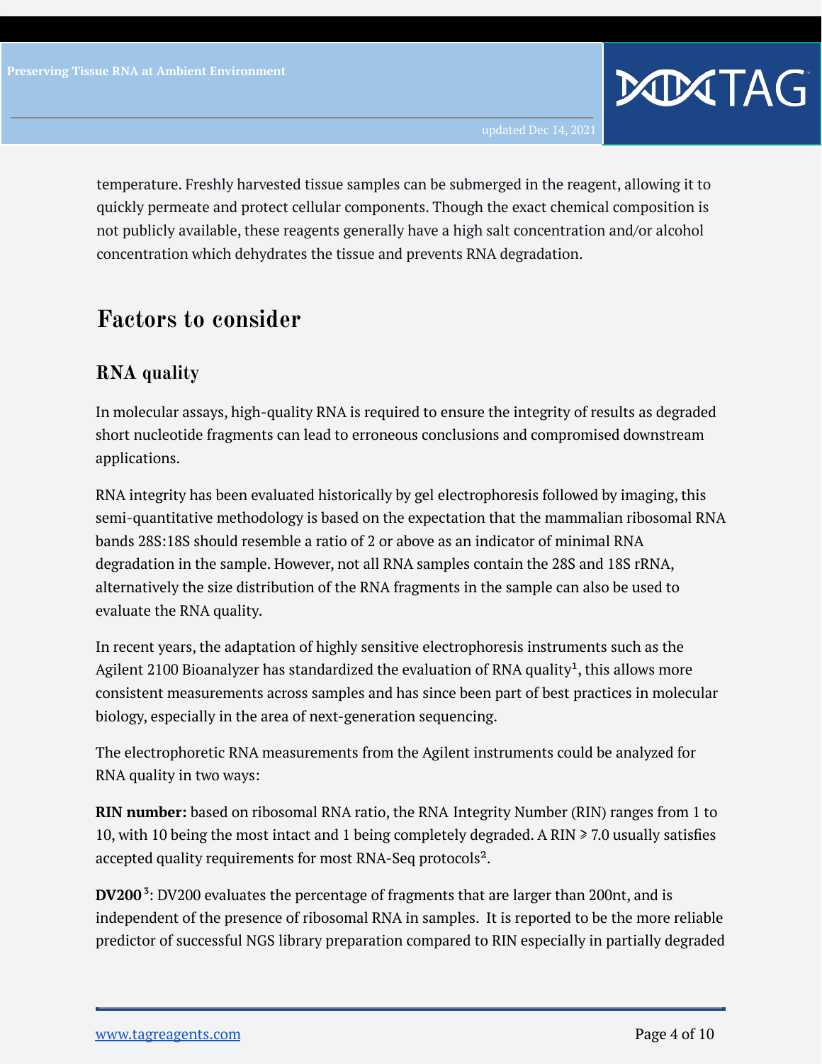temperature. Freshly harvested tissue samples can be submerged in the reagent, allowing it to quickly permeate and protect cellular components. Though the exact chemical composition is not publicly available, these reagents generally have a high salt concentration and/or alcohol concentration which dehydrates the tissue and prevents RNA degradation.

## Factors to consider

### RNA quality

In molecular assays, high-quality RNA is required to ensure the integrity of results as degraded short nucleotide fragments can lead to erroneous conclusions and compromised downstream applications.

RNA integrity has been evaluated historically by gel electrophoresis followed by imaging, this semi-quantitative methodology is based on the expectation that the mammalian ribosomal RNA bands 28S:18S should resemble a ratio of 2 or above as an indicator of minimal RNA degradation in the sample. However, not all RNA samples contain the 28S and 18S rRNA, alternatively the size distribution of the RNA fragments in the sample can also be used to evaluate the RNA quality.

In recent years, the adaptation of highly sensitive electrophoresis instruments such as the Agilent 2100 Bioanalyzer has standardized the evaluation of RNA quality[1], this allows more consistent measurements across samples and has since been part of best practices in molecular biology, especially in the area of next-generation sequencing.

The electrophoretic RNA measurements from the Agilent instruments could be analyzed for RNA quality in two ways:

**RIN number:** based on ribosomal RNA ratio, the RNA Integrity Number (RIN) ranges from 1 to 10, with 10 being the most intact and 1 being completely degraded. A RIN ⩾ 7.0 usually satisfies accepted quality requirements for most RNA-Seq protocols[2].

**DV200**[3]: DV200 evaluates the percentage of fragments that are larger than 200nt, and is independent of the presence of ribosomal RNA in samples. It is reported to be the more reliable predictor of successful NGS library preparation compared to RIN especially in partially degraded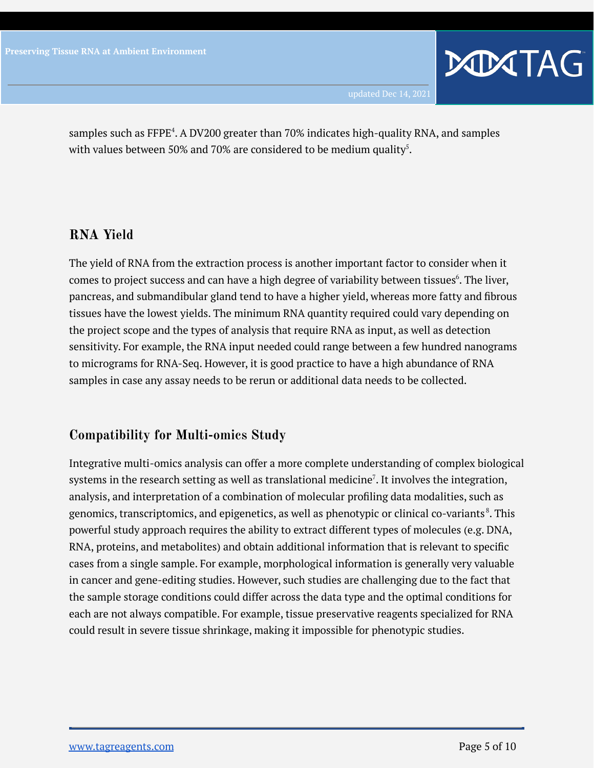samples such as FFPE[4]. A DV200 greater than 70% indicates high-quality RNA, and samples with values between 50% and 70% are considered to be medium quality[5].

## RNA Yield

The yield of RNA from the extraction process is another important factor to consider when it comes to project success and can have a high degree of variability between tissues[6]. The liver, pancreas, and submandibular gland tend to have a higher yield, whereas more fatty and fibrous tissues have the lowest yields. The minimum RNA quantity required could vary depending on the project scope and the types of analysis that require RNA as input, as well as detection sensitivity. For example, the RNA input needed could range between a few hundred nanograms to micrograms for RNA-Seq. However, it is good practice to have a high abundance of RNA samples in case any assay needs to be rerun or additional data needs to be collected.

## Compatibility for Multi-omics Study

Integrative multi-omics analysis can offer a more complete understanding of complex biological systems in the research setting as well as translational medicine[7]. It involves the integration, analysis, and interpretation of a combination of molecular profiling data modalities, such as genomics, transcriptomics, and epigenetics, as well as phenotypic or clinical co-variants[8]. This powerful study approach requires the ability to extract different types of molecules (e.g. DNA, RNA, proteins, and metabolites) and obtain additional information that is relevant to specific cases from a single sample. For example, morphological information is generally very valuable in cancer and gene-editing studies. However, such studies are challenging due to the fact that the sample storage conditions could differ across the data type and the optimal conditions for each are not always compatible. For example, tissue preservative reagents specialized for RNA could result in severe tissue shrinkage, making it impossible for phenotypic studies.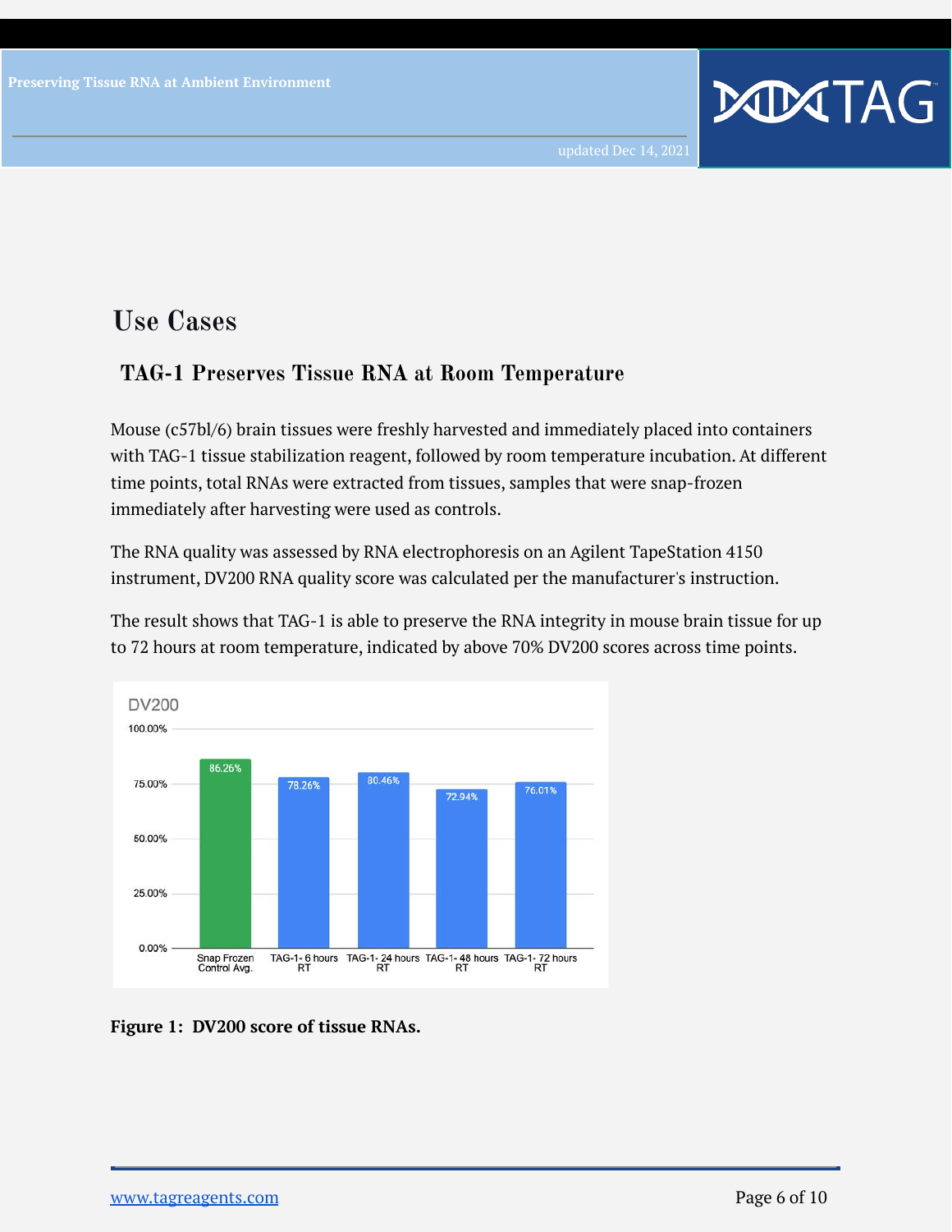## Use Cases

### TAG-1 Preserves Tissue RNA at Room Temperature

Mouse (c57bl/6) brain tissues were freshly harvested and immediately placed into containers with TAG-1 tissue stabilization reagent, followed by room temperature incubation. At different time points, total RNAs were extracted from tissues, samples that were snap-frozen immediately after harvesting were used as controls.

The RNA quality was assessed by RNA electrophoresis on an Agilent TapeStation 4150 instrument, DV200 RNA quality score was calculated per the manufacturer's instruction.

The result shows that TAG-1 is able to preserve the RNA integrity in mouse brain tissue for up to 72 hours at room temperature, indicated by above 70% DV200 scores across time points.

DV200

100.00%

75.00%

50.00%

25.00%

0.00%

86.26%

78.26%

80.46%

72.94%

76.01%

Snap Frozen Control Avg.

TAG-1- 6 hours RT

TAG-1- 24 hours RT

TAG-1- 48 hours RT

TAG-1- 72 hours RT

**Figure 1: DV200 score of tissue RNAs.**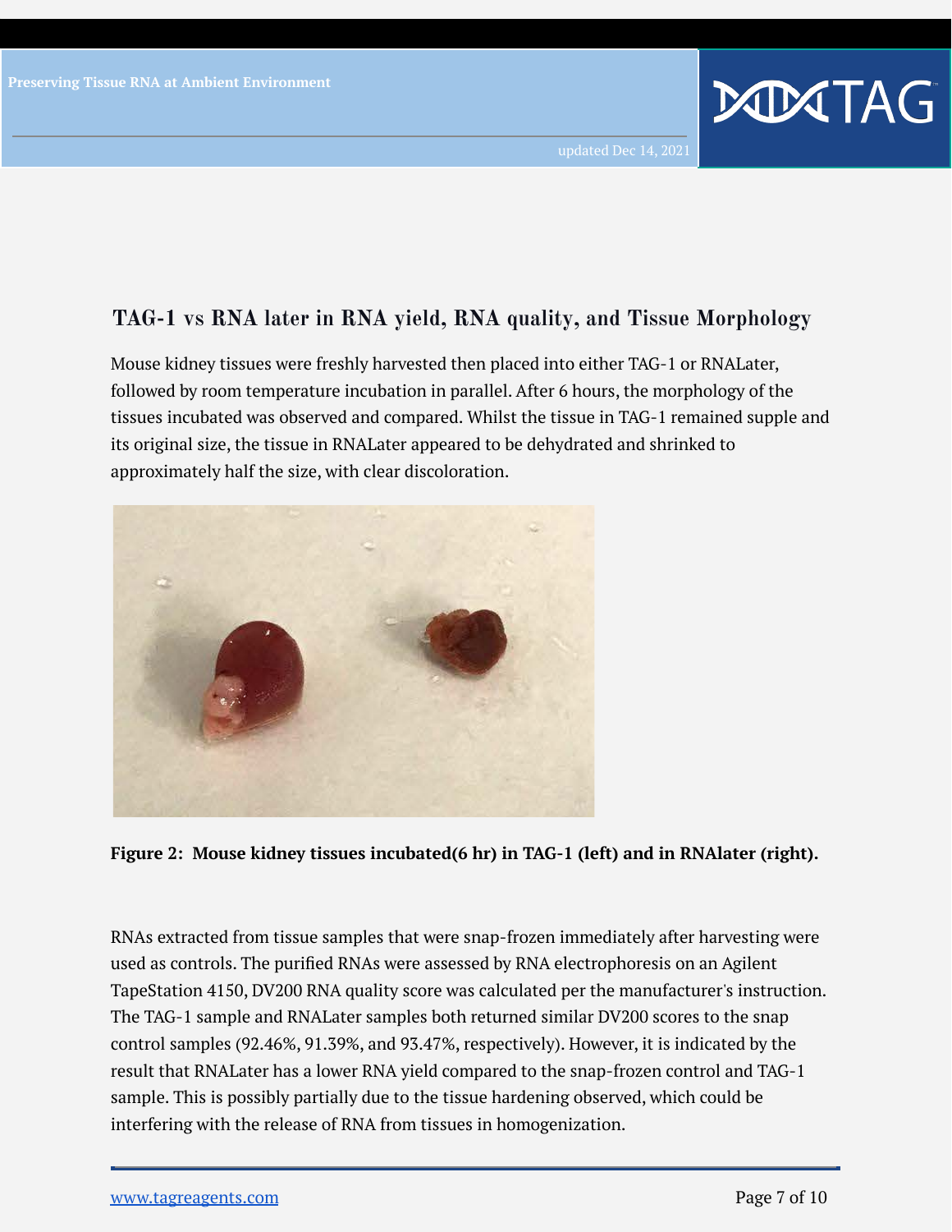## TAG-1 vs RNA later in RNA yield, RNA quality, and Tissue Morphology

Mouse kidney tissues were freshly harvested then placed into either TAG-1 or RNALater, followed by room temperature incubation in parallel. After 6 hours, the morphology of the tissues incubated was observed and compared. Whilst the tissue in TAG-1 remained supple and its original size, the tissue in RNALater appeared to be dehydrated and shrinked to approximately half the size, with clear discoloration.

**Figure 2: Mouse kidney tissues incubated(6 hr) in TAG-1 (left) and in RNAlater (right).**

RNAs extracted from tissue samples that were snap-frozen immediately after harvesting were used as controls. The purified RNAs were assessed by RNA electrophoresis on an Agilent TapeStation 4150, DV200 RNA quality score was calculated per the manufacturer's instruction. The TAG-1 sample and RNALater samples both returned similar DV200 scores to the snap control samples (92.46%, 91.39%, and 93.47%, respectively). However, it is indicated by the result that RNALater has a lower RNA yield compared to the snap-frozen control and TAG-1 sample. This is possibly partially due to the tissue hardening observed, which could be interfering with the release of RNA from tissues in homogenization.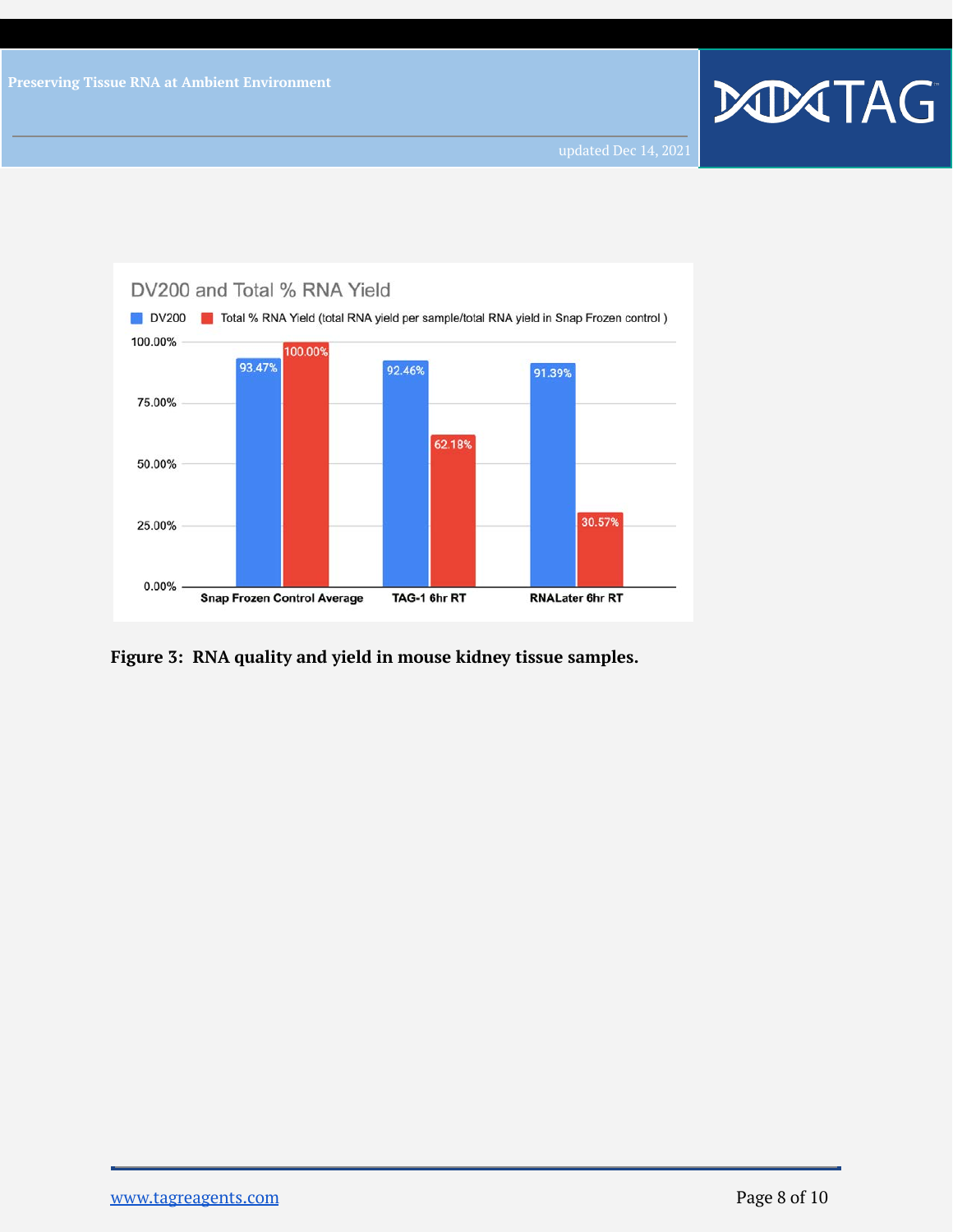DV200 and Total % RNA Yield

DV200

Total % RNA Yield (total RNA yield per sample/total RNA yield in Snap Frozen control )

100.00%

75.00%

50.00%

25.00%

0.00%

93.47%

100.00%

92.46%

62.18%

91.39%

30.57%

Snap Frozen Control Average

TAG-1 6hr RT

RNALater 6hr RT

**Figure 3: RNA quality and yield in mouse kidney tissue samples.**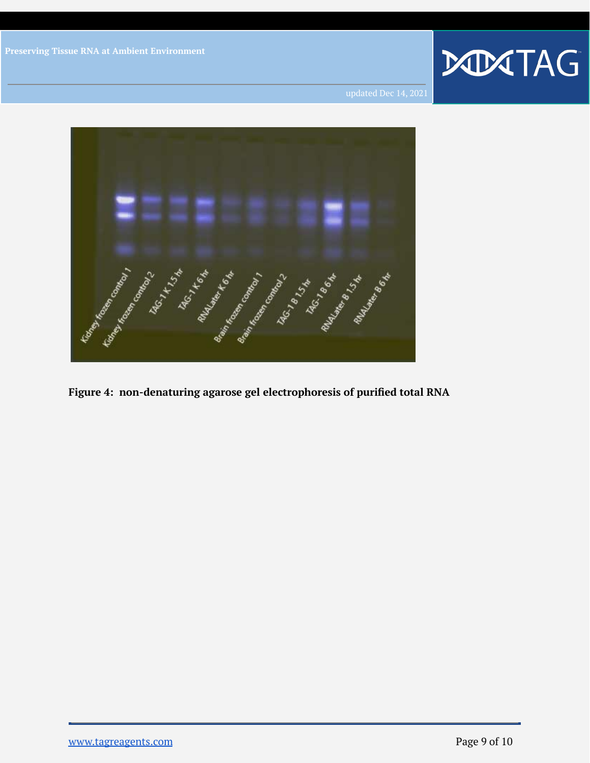Kidney frozen control 1
Kidney frozen control 2
TAG-1 K 1.5 hr
TAG-1 K 6 hr
RNALater K 6 hr
Brain frozen control 1
Brain frozen control 2
TAG-1 B 1.5 hr
TAG-1 B 6 hr
RNALater B 1.5 hr
RNALater B 6 hr

**Figure 4: non-denaturing agarose gel electrophoresis of purified total RNA**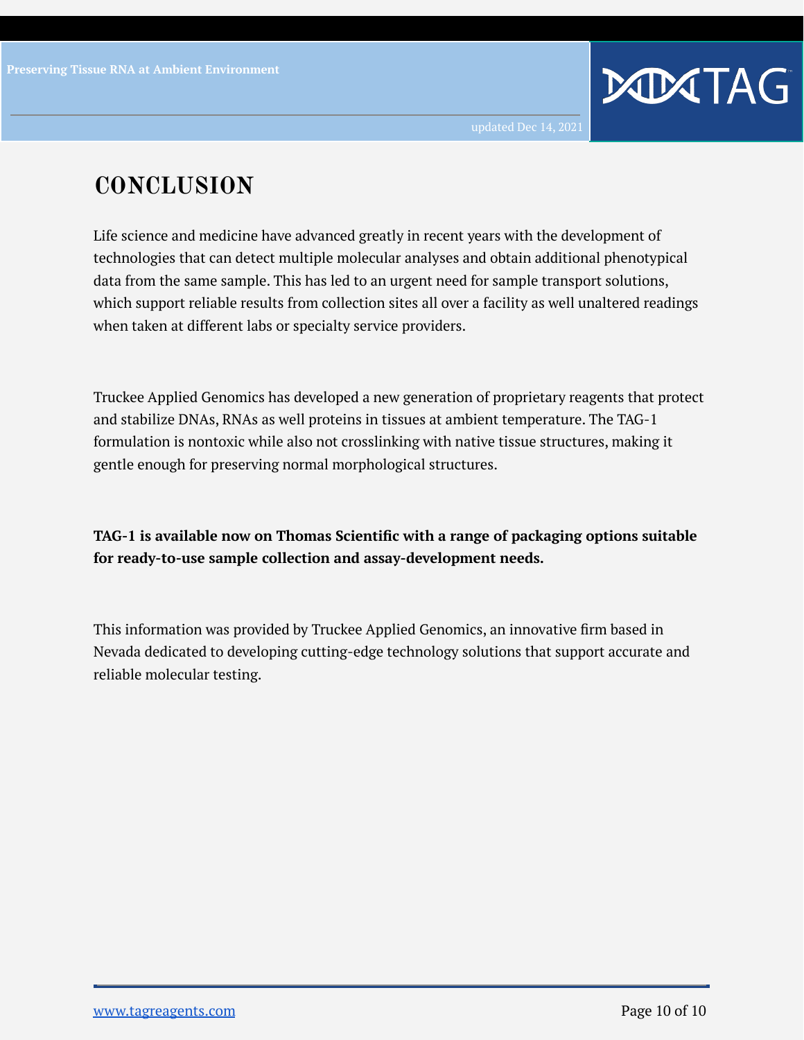# CONCLUSION

Life science and medicine have advanced greatly in recent years with the development of technologies that can detect multiple molecular analyses and obtain additional phenotypical data from the same sample. This has led to an urgent need for sample transport solutions, which support reliable results from collection sites all over a facility as well unaltered readings when taken at different labs or specialty service providers.

Truckee Applied Genomics has developed a new generation of proprietary reagents that protect and stabilize DNAs, RNAs as well proteins in tissues at ambient temperature. The TAG-1 formulation is nontoxic while also not crosslinking with native tissue structures, making it gentle enough for preserving normal morphological structures.

**TAG-1 is available now on Thomas Scientific with a range of packaging options suitable for ready-to-use sample collection and assay-development needs.**

This information was provided by Truckee Applied Genomics, an innovative firm based in Nevada dedicated to developing cutting-edge technology solutions that support accurate and reliable molecular testing.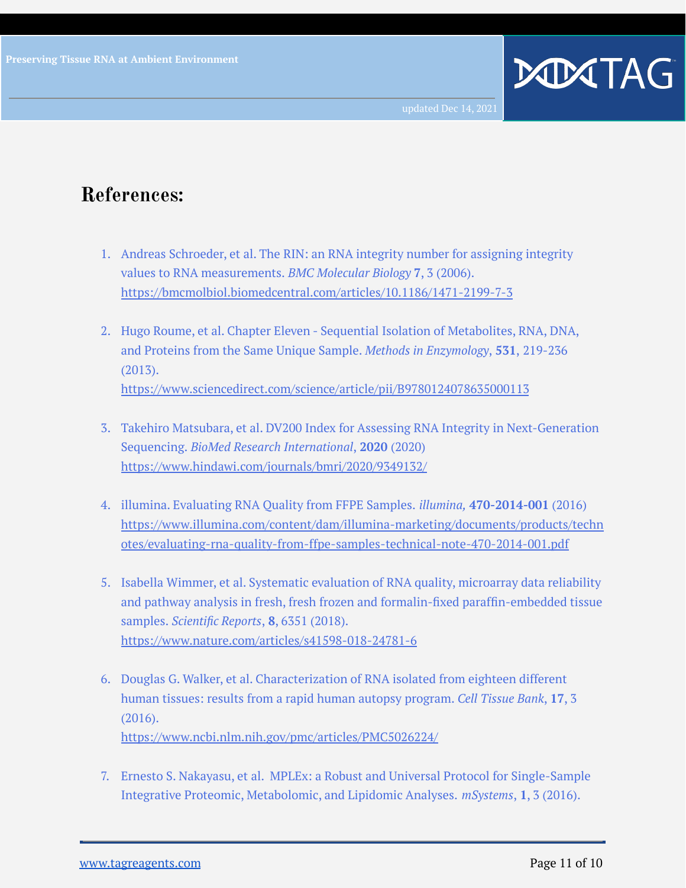# References:

1. Andreas Schroeder, et al. The RIN: an RNA integrity number for assigning integrity values to RNA measurements. *BMC Molecular Biology* **7**, 3 (2006). https://bmcmolbiol.biomedcentral.com/articles/10.1186/1471-2199-7-3

2. Hugo Roume, et al. Chapter Eleven - Sequential Isolation of Metabolites, RNA, DNA, and Proteins from the Same Unique Sample. *Methods in Enzymology*, **531**, 219-236 (2013). https://www.sciencedirect.com/science/article/pii/B9780124078635000113

3. Takehiro Matsubara, et al. DV200 Index for Assessing RNA Integrity in Next-Generation Sequencing. *BioMed Research International*, **2020** (2020) https://www.hindawi.com/journals/bmri/2020/9349132/

4. illumina. Evaluating RNA Quality from FFPE Samples. *illumina,* **470-2014-001** (2016) https://www.illumina.com/content/dam/illumina-marketing/documents/products/technotes/evaluating-rna-quality-from-ffpe-samples-technical-note-470-2014-001.pdf

5. Isabella Wimmer, et al. Systematic evaluation of RNA quality, microarray data reliability and pathway analysis in fresh, fresh frozen and formalin-fixed paraffin-embedded tissue samples. *Scientific Reports*, **8**, 6351 (2018). https://www.nature.com/articles/s41598-018-24781-6

6. Douglas G. Walker, et al. Characterization of RNA isolated from eighteen different human tissues: results from a rapid human autopsy program. *Cell Tissue Bank*, **17**, 3 (2016). https://www.ncbi.nlm.nih.gov/pmc/articles/PMC5026224/

7. Ernesto S. Nakayasu, et al. MPLEx: a Robust and Universal Protocol for Single-Sample Integrative Proteomic, Metabolomic, and Lipidomic Analyses. *mSystems*, **1**, 3 (2016).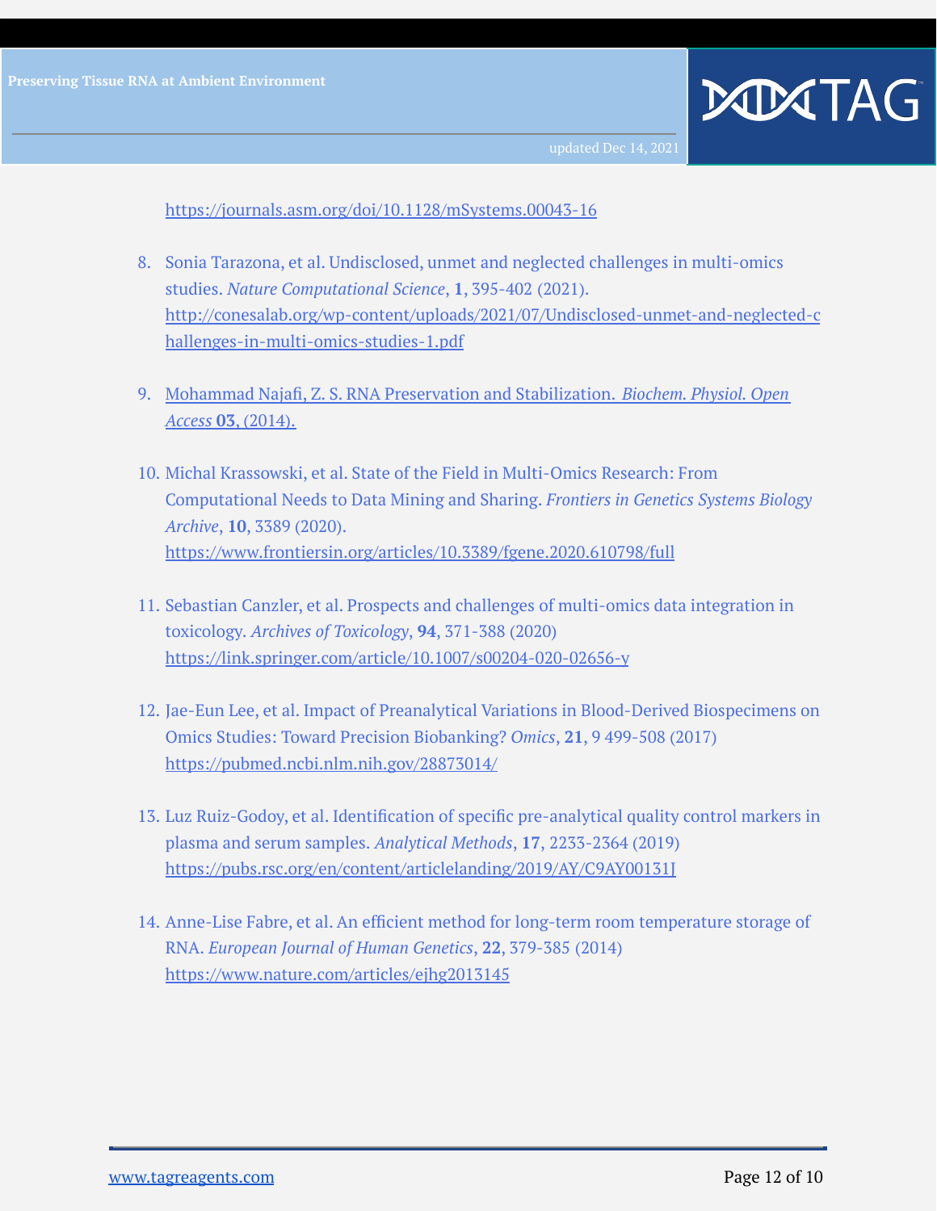https://journals.asm.org/doi/10.1128/mSystems.00043-16

8. Sonia Tarazona, et al. Undisclosed, unmet and neglected challenges in multi-omics studies. *Nature Computational Science*, **1**, 395-402 (2021). http://conesalab.org/wp-content/uploads/2021/07/Undisclosed-unmet-and-neglected-challenges-in-multi-omics-studies-1.pdf

9. Mohammad Najafi, Z. S. RNA Preservation and Stabilization. *Biochem. Physiol. Open Access* **03**, (2014).

10. Michal Krassowski, et al. State of the Field in Multi-Omics Research: From Computational Needs to Data Mining and Sharing. *Frontiers in Genetics Systems Biology Archive*, **10**, 3389 (2020). https://www.frontiersin.org/articles/10.3389/fgene.2020.610798/full

11. Sebastian Canzler, et al. Prospects and challenges of multi-omics data integration in toxicology. *Archives of Toxicology*, **94**, 371-388 (2020) https://link.springer.com/article/10.1007/s00204-020-02656-y

12. Jae-Eun Lee, et al. Impact of Preanalytical Variations in Blood-Derived Biospecimens on Omics Studies: Toward Precision Biobanking? *Omics*, **21**, 9 499-508 (2017) https://pubmed.ncbi.nlm.nih.gov/28873014/

13. Luz Ruiz-Godoy, et al. Identification of specific pre-analytical quality control markers in plasma and serum samples. *Analytical Methods*, **17**, 2233-2364 (2019) https://pubs.rsc.org/en/content/articlelanding/2019/AY/C9AY00131J

14. Anne-Lise Fabre, et al. An efficient method for long-term room temperature storage of RNA. *European Journal of Human Genetics*, **22**, 379-385 (2014) https://www.nature.com/articles/ejhg2013145